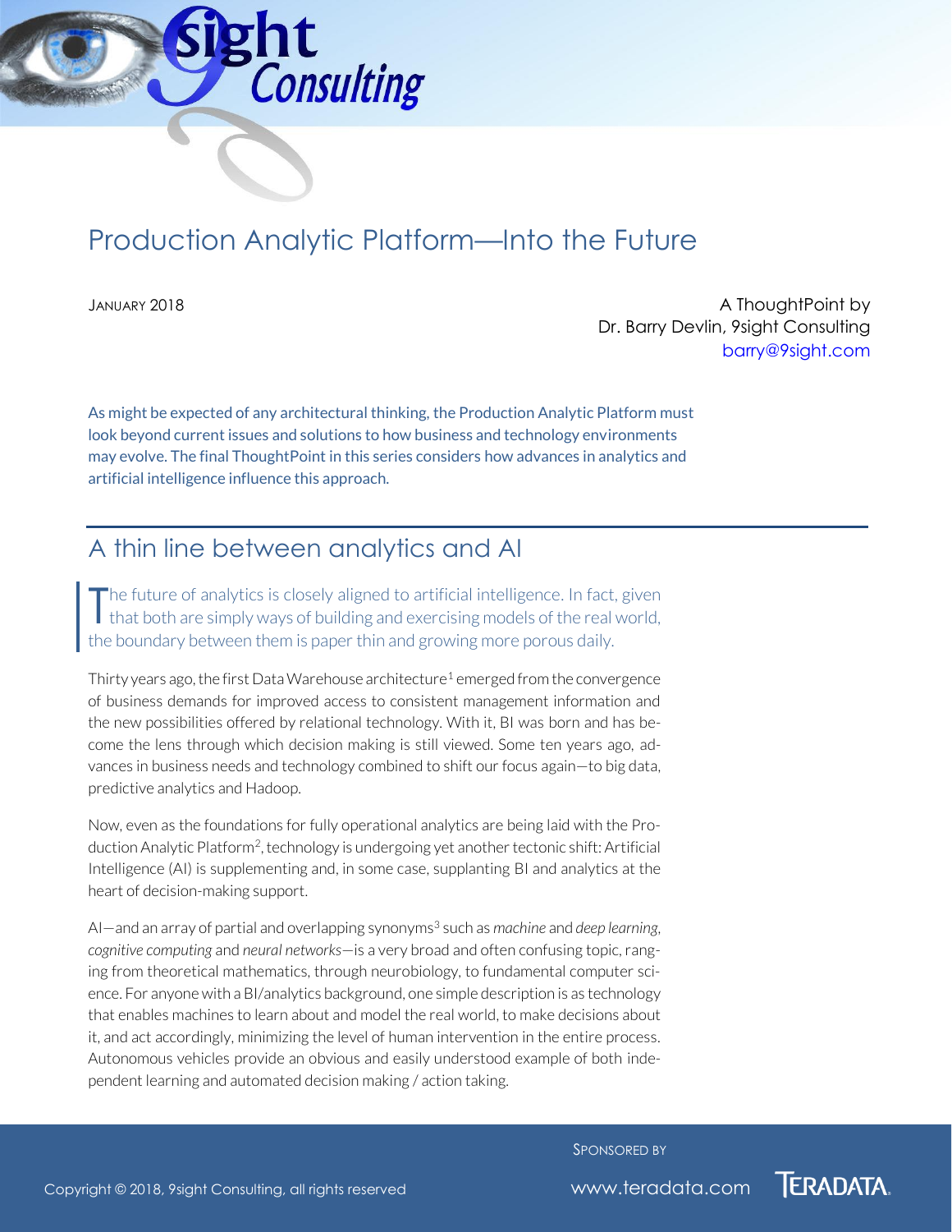# Production Analytic Platform—Into the Future

JANUARY 2018

A ThoughtPoint by
Dr. Barry Devlin, 9sight Consulting
barry@9sight.com

As might be expected of any architectural thinking, the Production Analytic Platform must look beyond current issues and solutions to how business and technology environments may evolve. The final ThoughtPoint in this series considers how advances in analytics and artificial intelligence influence this approach.

## A thin line between analytics and AI

The future of analytics is closely aligned to artificial intelligence. In fact, given that both are simply ways of building and exercising models of the real world, the boundary between them is paper thin and growing more porous daily.

Thirty years ago, the first Data Warehouse architecture[1] emerged from the convergence of business demands for improved access to consistent management information and the new possibilities offered by relational technology. With it, BI was born and has become the lens through which decision making is still viewed. Some ten years ago, advances in business needs and technology combined to shift our focus again—to big data, predictive analytics and Hadoop.

Now, even as the foundations for fully operational analytics are being laid with the Production Analytic Platform[2], technology is undergoing yet another tectonic shift: Artificial Intelligence (AI) is supplementing and, in some case, supplanting BI and analytics at the heart of decision-making support.

AI—and an array of partial and overlapping synonyms[3] such as *machine* and *deep learning*, *cognitive computing* and *neural networks*—is a very broad and often confusing topic, ranging from theoretical mathematics, through neurobiology, to fundamental computer science. For anyone with a BI/analytics background, one simple description is as technology that enables machines to learn about and model the real world, to make decisions about it, and act accordingly, minimizing the level of human intervention in the entire process. Autonomous vehicles provide an obvious and easily understood example of both independent learning and automated decision making / action taking.

SPONSORED BY

Copyright © 2018, 9sight Consulting, all rights reserved

www.teradata.com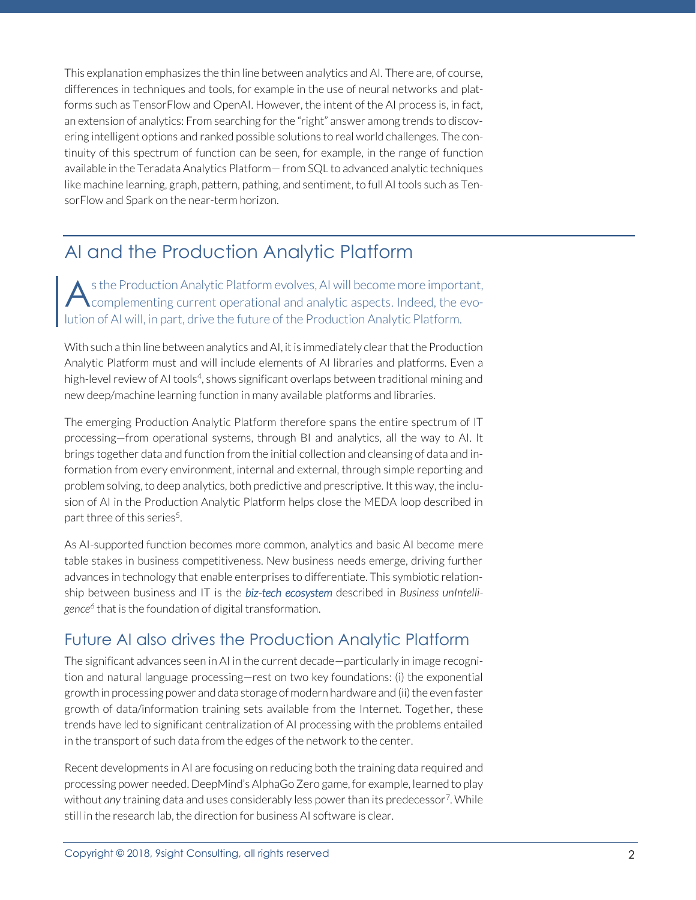This explanation emphasizes the thin line between analytics and AI. There are, of course, differences in techniques and tools, for example in the use of neural networks and platforms such as TensorFlow and OpenAI. However, the intent of the AI process is, in fact, an extension of analytics: From searching for the "right" answer among trends to discovering intelligent options and ranked possible solutions to real world challenges. The continuity of this spectrum of function can be seen, for example, in the range of function available in the Teradata Analytics Platform— from SQL to advanced analytic techniques like machine learning, graph, pattern, pathing, and sentiment, to full AI tools such as TensorFlow and Spark on the near-term horizon.

## AI and the Production Analytic Platform

As the Production Analytic Platform evolves, AI will become more important, complementing current operational and analytic aspects. Indeed, the evolution of AI will, in part, drive the future of the Production Analytic Platform.

With such a thin line between analytics and AI, it is immediately clear that the Production Analytic Platform must and will include elements of AI libraries and platforms. Even a high-level review of AI tools[4], shows significant overlaps between traditional mining and new deep/machine learning function in many available platforms and libraries.

The emerging Production Analytic Platform therefore spans the entire spectrum of IT processing—from operational systems, through BI and analytics, all the way to AI. It brings together data and function from the initial collection and cleansing of data and information from every environment, internal and external, through simple reporting and problem solving, to deep analytics, both predictive and prescriptive. It this way, the inclusion of AI in the Production Analytic Platform helps close the MEDA loop described in part three of this series[5].

As AI-supported function becomes more common, analytics and basic AI become mere table stakes in business competitiveness. New business needs emerge, driving further advances in technology that enable enterprises to differentiate. This symbiotic relationship between business and IT is the ***biz-tech ecosystem*** described in *Business unIntelligence*[6] that is the foundation of digital transformation.

### Future AI also drives the Production Analytic Platform

The significant advances seen in AI in the current decade—particularly in image recognition and natural language processing—rest on two key foundations: (i) the exponential growth in processing power and data storage of modern hardware and (ii) the even faster growth of data/information training sets available from the Internet. Together, these trends have led to significant centralization of AI processing with the problems entailed in the transport of such data from the edges of the network to the center.

Recent developments in AI are focusing on reducing both the training data required and processing power needed. DeepMind's AlphaGo Zero game, for example, learned to play without *any* training data and uses considerably less power than its predecessor[7]. While still in the research lab, the direction for business AI software is clear.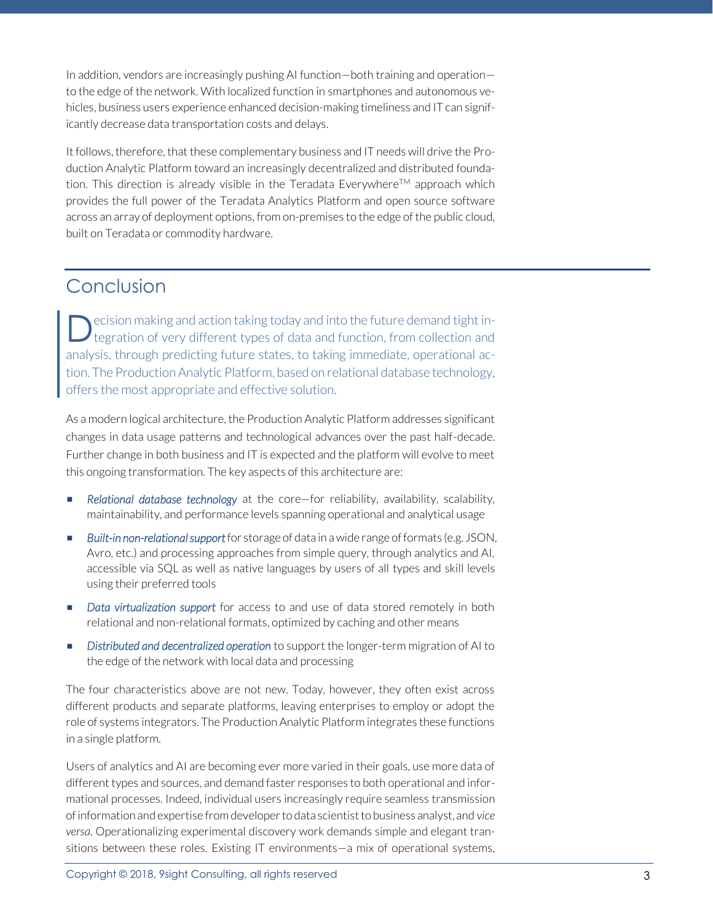In addition, vendors are increasingly pushing AI function—both training and operation—to the edge of the network. With localized function in smartphones and autonomous vehicles, business users experience enhanced decision-making timeliness and IT can significantly decrease data transportation costs and delays.

It follows, therefore, that these complementary business and IT needs will drive the Production Analytic Platform toward an increasingly decentralized and distributed foundation. This direction is already visible in the Teradata Everywhere™ approach which provides the full power of the Teradata Analytics Platform and open source software across an array of deployment options, from on-premises to the edge of the public cloud, built on Teradata or commodity hardware.

## Conclusion

Decision making and action taking today and into the future demand tight integration of very different types of data and function, from collection and analysis, through predicting future states, to taking immediate, operational action. The Production Analytic Platform, based on relational database technology, offers the most appropriate and effective solution.

As a modern logical architecture, the Production Analytic Platform addresses significant changes in data usage patterns and technological advances over the past half-decade. Further change in both business and IT is expected and the platform will evolve to meet this ongoing transformation. The key aspects of this architecture are:

- *Relational database technology* at the core—for reliability, availability, scalability, maintainability, and performance levels spanning operational and analytical usage
- *Built-in non-relational support* for storage of data in a wide range of formats (e.g. JSON, Avro, etc.) and processing approaches from simple query, through analytics and AI, accessible via SQL as well as native languages by users of all types and skill levels using their preferred tools
- *Data virtualization support* for access to and use of data stored remotely in both relational and non-relational formats, optimized by caching and other means
- *Distributed and decentralized operation* to support the longer-term migration of AI to the edge of the network with local data and processing

The four characteristics above are not new. Today, however, they often exist across different products and separate platforms, leaving enterprises to employ or adopt the role of systems integrators. The Production Analytic Platform integrates these functions in a single platform.

Users of analytics and AI are becoming ever more varied in their goals, use more data of different types and sources, and demand faster responses to both operational and informational processes. Indeed, individual users increasingly require seamless transmission of information and expertise from developer to data scientist to business analyst, and *vice versa*. Operationalizing experimental discovery work demands simple and elegant transitions between these roles. Existing IT environments—a mix of operational systems,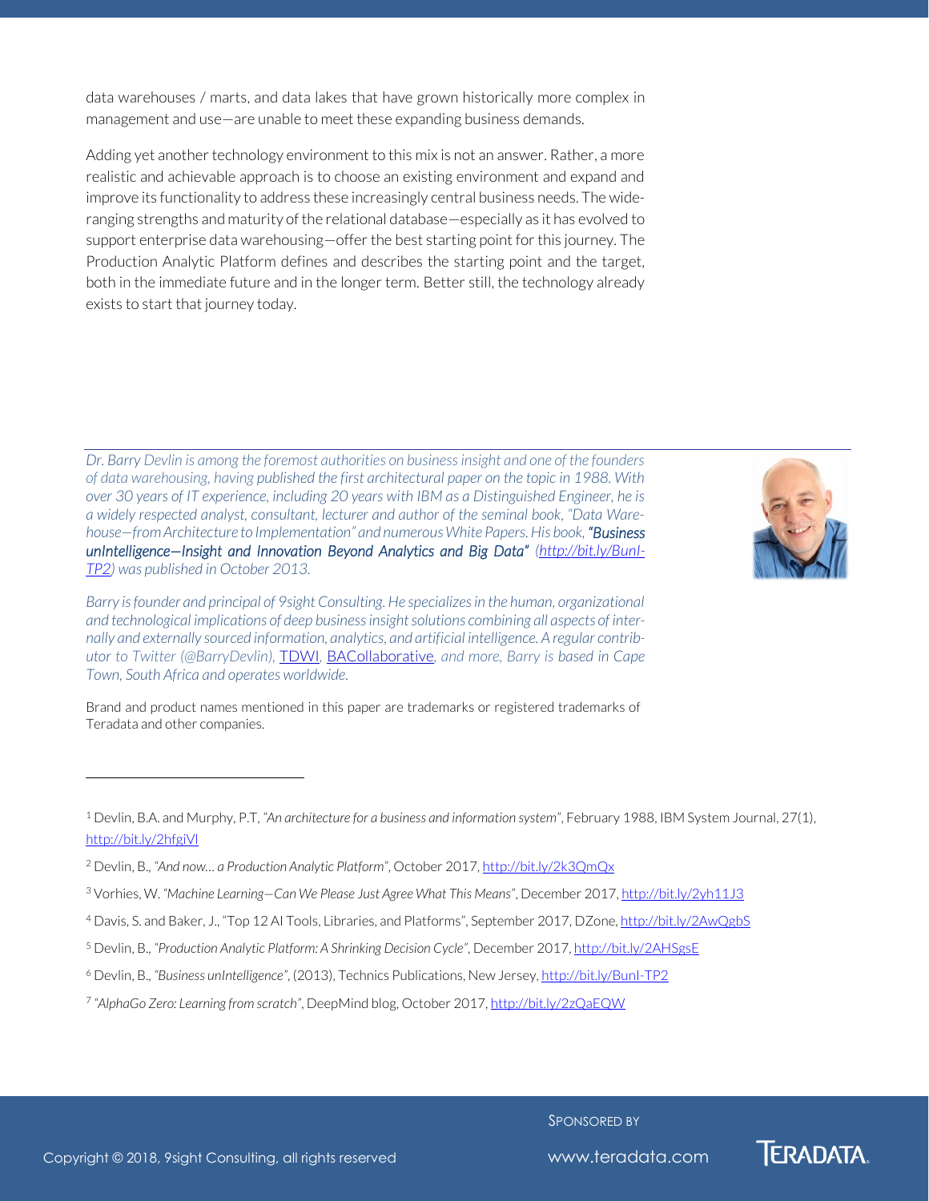data warehouses / marts, and data lakes that have grown historically more complex in management and use—are unable to meet these expanding business demands.

Adding yet another technology environment to this mix is not an answer. Rather, a more realistic and achievable approach is to choose an existing environment and expand and improve its functionality to address these increasingly central business needs. The wide-ranging strengths and maturity of the relational database—especially as it has evolved to support enterprise data warehousing—offer the best starting point for this journey. The Production Analytic Platform defines and describes the starting point and the target, both in the immediate future and in the longer term. Better still, the technology already exists to start that journey today.

---

*Dr. Barry Devlin is among the foremost authorities on business insight and one of the founders of data warehousing, having published the first architectural paper on the topic in 1988. With over 30 years of IT experience, including 20 years with IBM as a Distinguished Engineer, he is a widely respected analyst, consultant, lecturer and author of the seminal book, "Data Warehouse—from Architecture to Implementation" and numerous White Papers. His book,* ***"Business unIntelligence—Insight and Innovation Beyond Analytics and Big Data"*** *(http://bit.ly/BunI-TP2) was published in October 2013.*

*Barry is founder and principal of 9sight Consulting. He specializes in the human, organizational and technological implications of deep business insight solutions combining all aspects of internally and externally sourced information, analytics, and artificial intelligence. A regular contributor to Twitter (@BarryDevlin), TDWI, BACollaborative, and more, Barry is based in Cape Town, South Africa and operates worldwide.*

Brand and product names mentioned in this paper are trademarks or registered trademarks of Teradata and other companies.

---

[1] Devlin, B.A. and Murphy, P.T, *"An architecture for a business and information system"*, February 1988, IBM System Journal, 27(1), http://bit.ly/2hfgiVl

[2] Devlin, B., *"And now… a Production Analytic Platform"*, October 2017, http://bit.ly/2k3QmQx

[3] Vorhies, W. *"Machine Learning—Can We Please Just Agree What This Means"*, December 2017, http://bit.ly/2yh11J3

[4] Davis, S. and Baker, J., "Top 12 AI Tools, Libraries, and Platforms", September 2017, DZone, http://bit.ly/2AwQgbS

[5] Devlin, B., *"Production Analytic Platform: A Shrinking Decision Cycle"*, December 2017, http://bit.ly/2AHSgsE

[6] Devlin, B., *"Business unIntelligence"*, (2013), Technics Publications, New Jersey, http://bit.ly/BunI-TP2

[7] *"AlphaGo Zero: Learning from scratch"*, DeepMind blog, October 2017, http://bit.ly/2zQaEQW